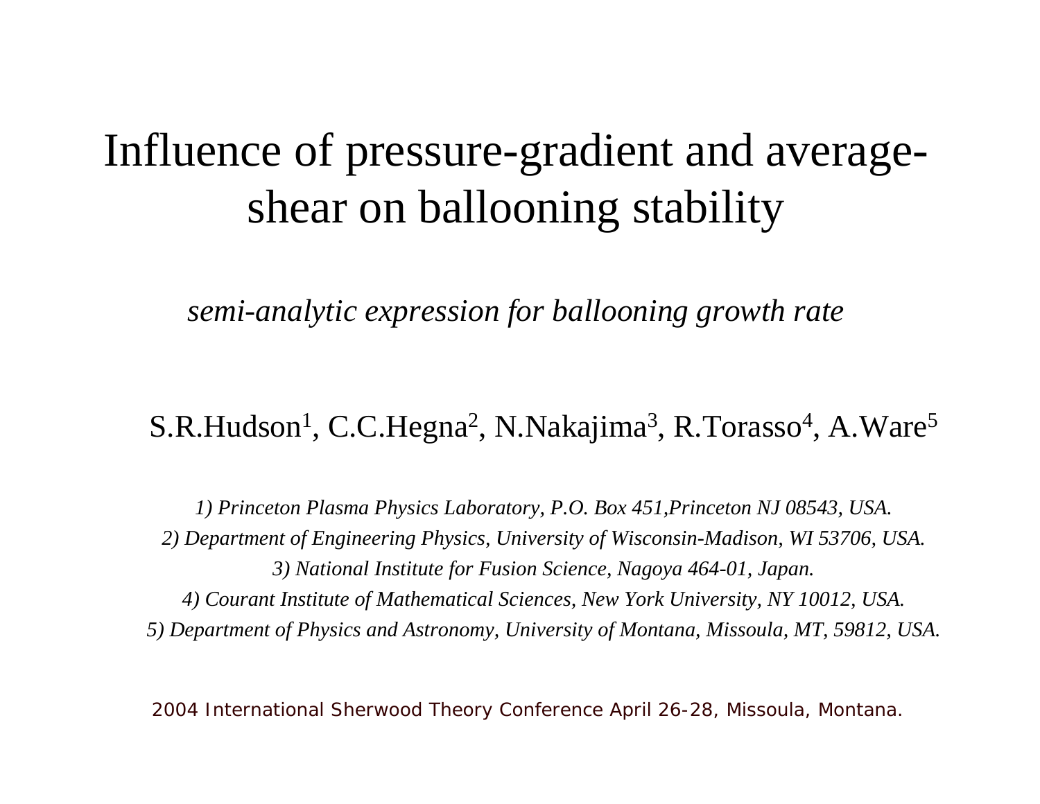# Influence of pressure-gradient and average-shear on ballooning stability

*semi-analytic expression for ballooning growth rate*

S.R.Hudson[1], C.C.Hegna[2], N.Nakajima[3], R.Torasso[4], A.Ware[5]

*1) Princeton Plasma Physics Laboratory, P.O. Box 451,Princeton NJ 08543, USA.*
*2) Department of Engineering Physics, University of Wisconsin-Madison, WI 53706, USA.*
*3) National Institute for Fusion Science, Nagoya 464-01, Japan.*
*4) Courant Institute of Mathematical Sciences, New York University, NY 10012, USA.*
*5) Department of Physics and Astronomy, University of Montana, Missoula, MT, 59812, USA.*

2004 International Sherwood Theory Conference April 26-28, Missoula, Montana.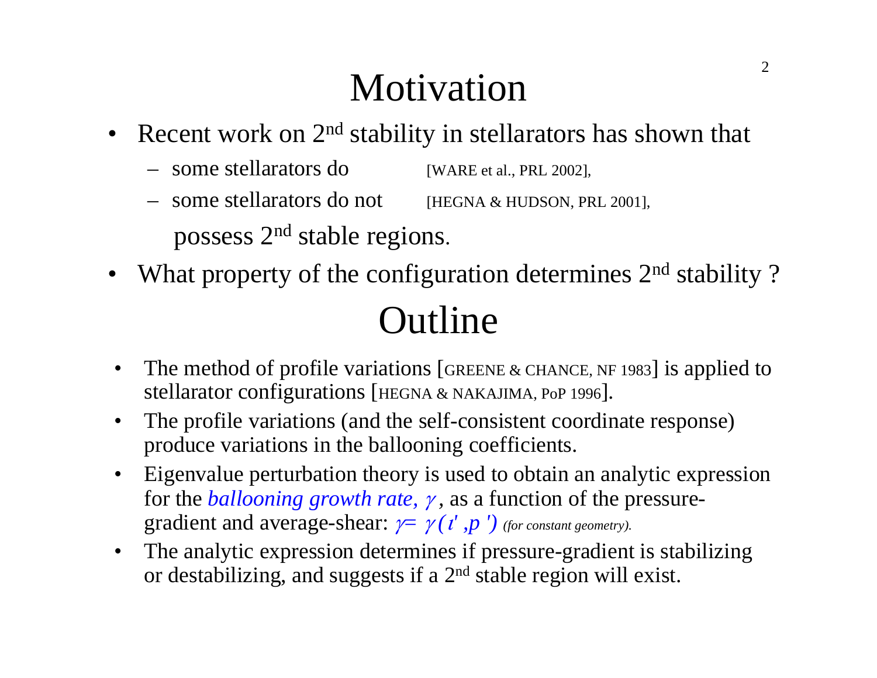# Motivation

- Recent work on 2nd stability in stellarators has shown that
  - some stellarators do [WARE et al., PRL 2002],
  - some stellarators do not [HEGNA & HUDSON, PRL 2001],

  possess 2nd stable regions.
- What property of the configuration determines 2nd stability ?

# Outline

- The method of profile variations [GREENE & CHANCE, NF 1983] is applied to stellarator configurations [HEGNA & NAKAJIMA, PoP 1996].
- The profile variations (and the self-consistent coordinate response) produce variations in the ballooning coefficients.
- Eigenvalue perturbation theory is used to obtain an analytic expression for the *ballooning growth rate, $\gamma$*, as a function of the pressure-gradient and average-shear: $\gamma = \gamma(\iota', p')$ *(for constant geometry).*
- The analytic expression determines if pressure-gradient is stabilizing or destabilizing, and suggests if a 2nd stable region will exist.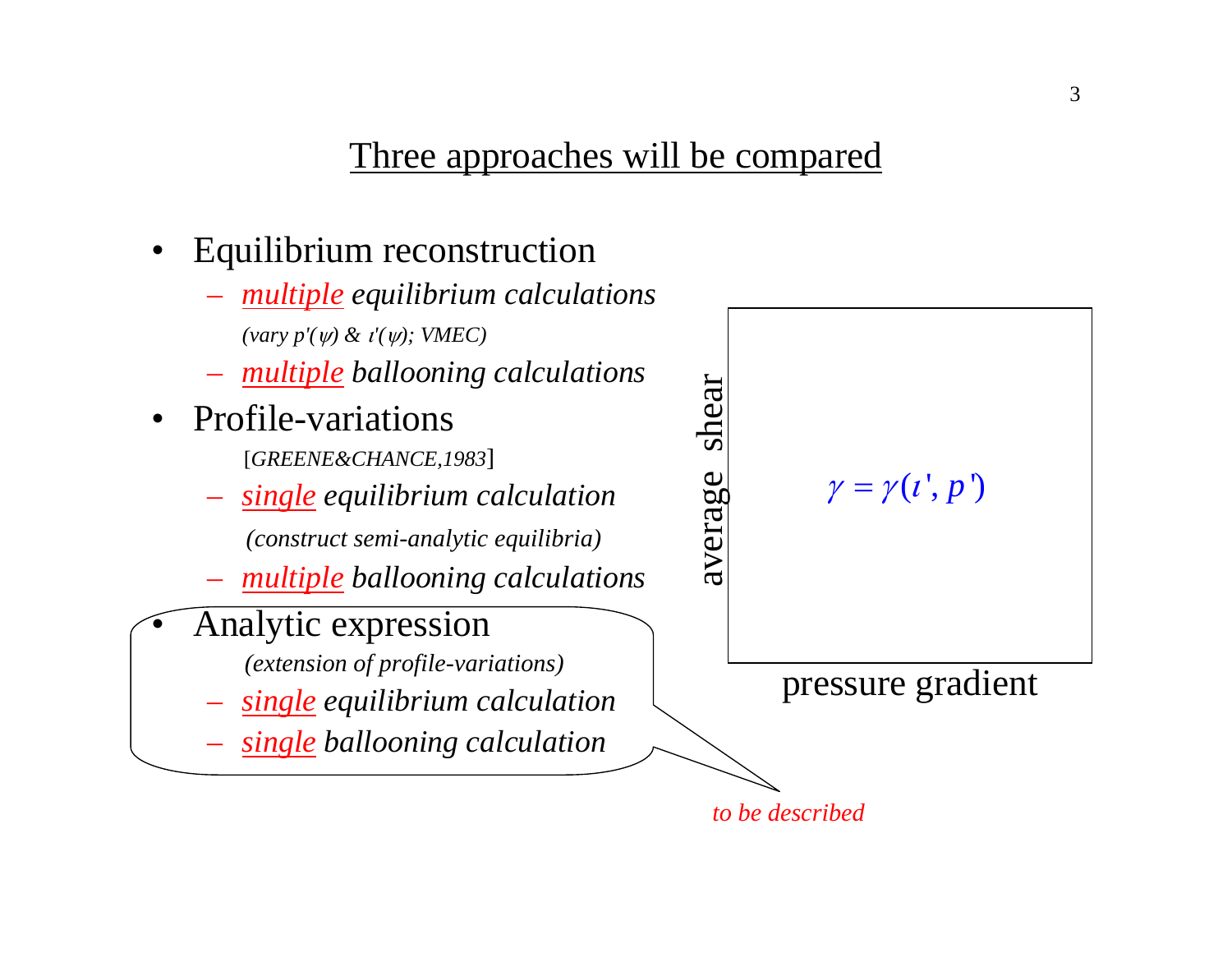## Three approaches will be compared

- Equilibrium reconstruction
  - *multiple equilibrium calculations*

    *(vary $p'(\psi)$ & $\iota'(\psi)$; VMEC)*
  - *multiple ballooning calculations*
- Profile-variations

  [*GREENE&CHANCE,1983*]
  - *single equilibrium calculation*

    *(construct semi-analytic equilibria)*
  - *multiple ballooning calculations*
- Analytic expression

  *(extension of profile-variations)*
  - *single equilibrium calculation*
  - *single ballooning calculation*

*to be described*

average shear

$$\gamma = \gamma(\iota', p')$$

pressure gradient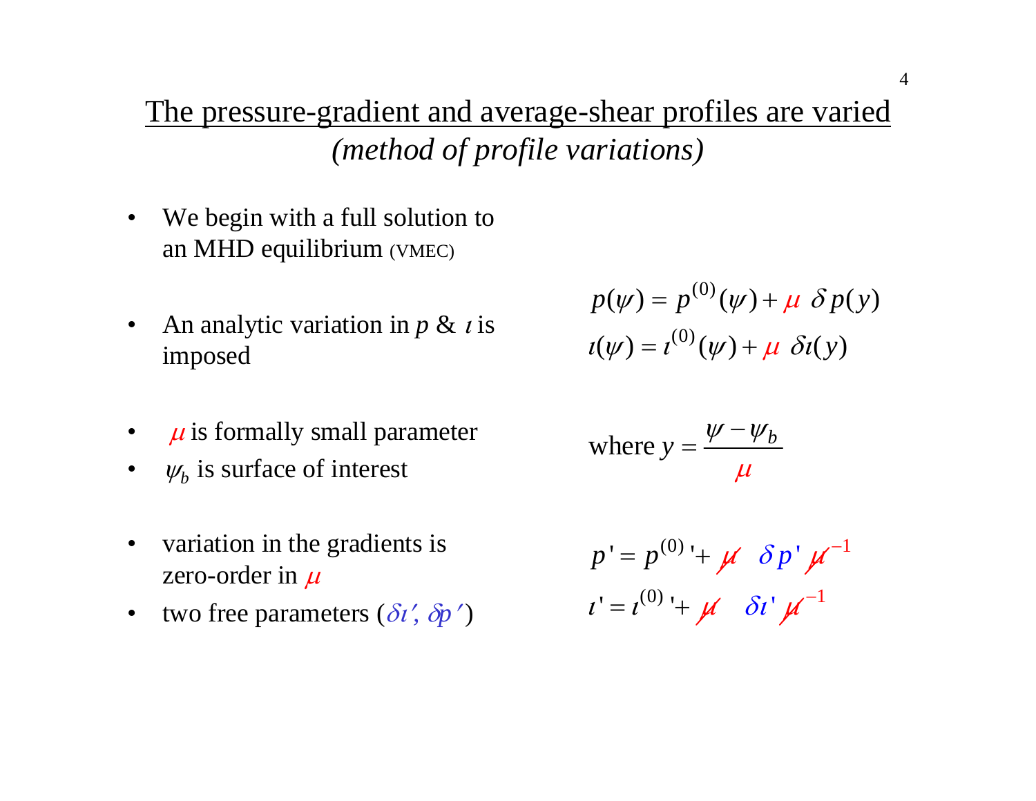# The pressure-gradient and average-shear profiles are varied

*(method of profile variations)*

- We begin with a full solution to an MHD equilibrium (VMEC)

- An analytic variation in $p$ & $\iota$ is imposed

$$p(\psi) = p^{(0)}(\psi) + \mu \; \delta p(y)$$
$$\iota(\psi) = \iota^{(0)}(\psi) + \mu \; \delta\iota(y)$$

- $\mu$ is formally small parameter
- $\psi_b$ is surface of interest

$$\text{where } y = \frac{\psi - \psi_b}{\mu}$$

- variation in the gradients is zero-order in $\mu$
- two free parameters ($\delta\iota'$, $\delta p'$)

$$p' = p^{(0)}{}' + \cancel{\mu} \;\; \delta p' \, \cancel{\mu}^{-1}$$
$$\iota' = \iota^{(0)}{}' + \cancel{\mu} \;\; \delta\iota' \, \cancel{\mu}^{-1}$$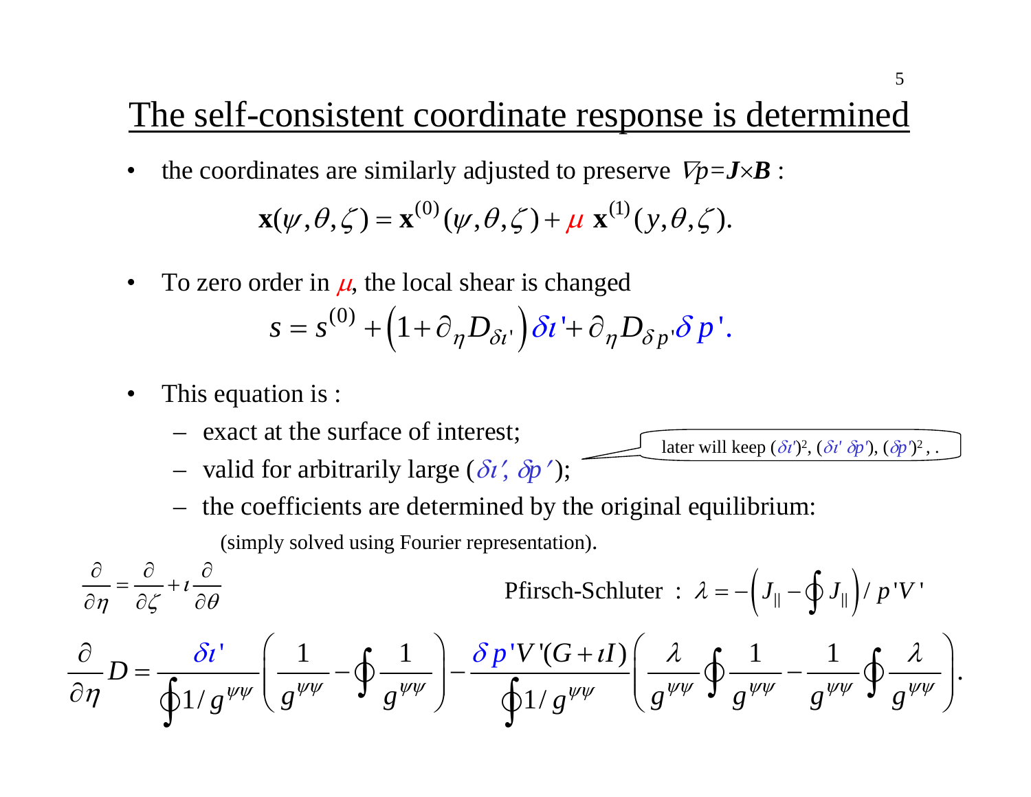# The self-consistent coordinate response is determined

- the coordinates are similarly adjusted to preserve $\nabla p = \boldsymbol{J} \times \boldsymbol{B}$ :

$$\mathbf{x}(\psi,\theta,\zeta) = \mathbf{x}^{(0)}(\psi,\theta,\zeta) + \mu\ \mathbf{x}^{(1)}(y,\theta,\zeta).$$

- To zero order in $\mu$, the local shear is changed

$$s = s^{(0)} + \left(1 + \partial_\eta D_{\delta\iota'}\right)\delta\iota' + \partial_\eta D_{\delta p'}\delta p'.$$

- This equation is :
  - exact at the surface of interest;
  - valid for arbitrarily large ($\delta\iota'$, $\delta p'$);
  - the coefficients are determined by the original equilibrium:

later will keep $(\delta\iota')^2$, $(\delta\iota'\ \delta p')$, $(\delta p')^2$, .

(simply solved using Fourier representation).

$$\frac{\partial}{\partial\eta} = \frac{\partial}{\partial\zeta} + \iota\frac{\partial}{\partial\theta}$$

Pfirsch-Schluter : $\lambda = -\left(J_\parallel - \oint J_\parallel\right)/\, p'V'$

$$\frac{\partial}{\partial\eta}D = \frac{\delta\iota'}{\oint 1/g^{\psi\psi}}\left(\frac{1}{g^{\psi\psi}} - \oint\frac{1}{g^{\psi\psi}}\right) - \frac{\delta p' V'(G+\iota I)}{\oint 1/g^{\psi\psi}}\left(\frac{\lambda}{g^{\psi\psi}}\oint\frac{1}{g^{\psi\psi}} - \frac{1}{g^{\psi\psi}}\oint\frac{\lambda}{g^{\psi\psi}}\right).$$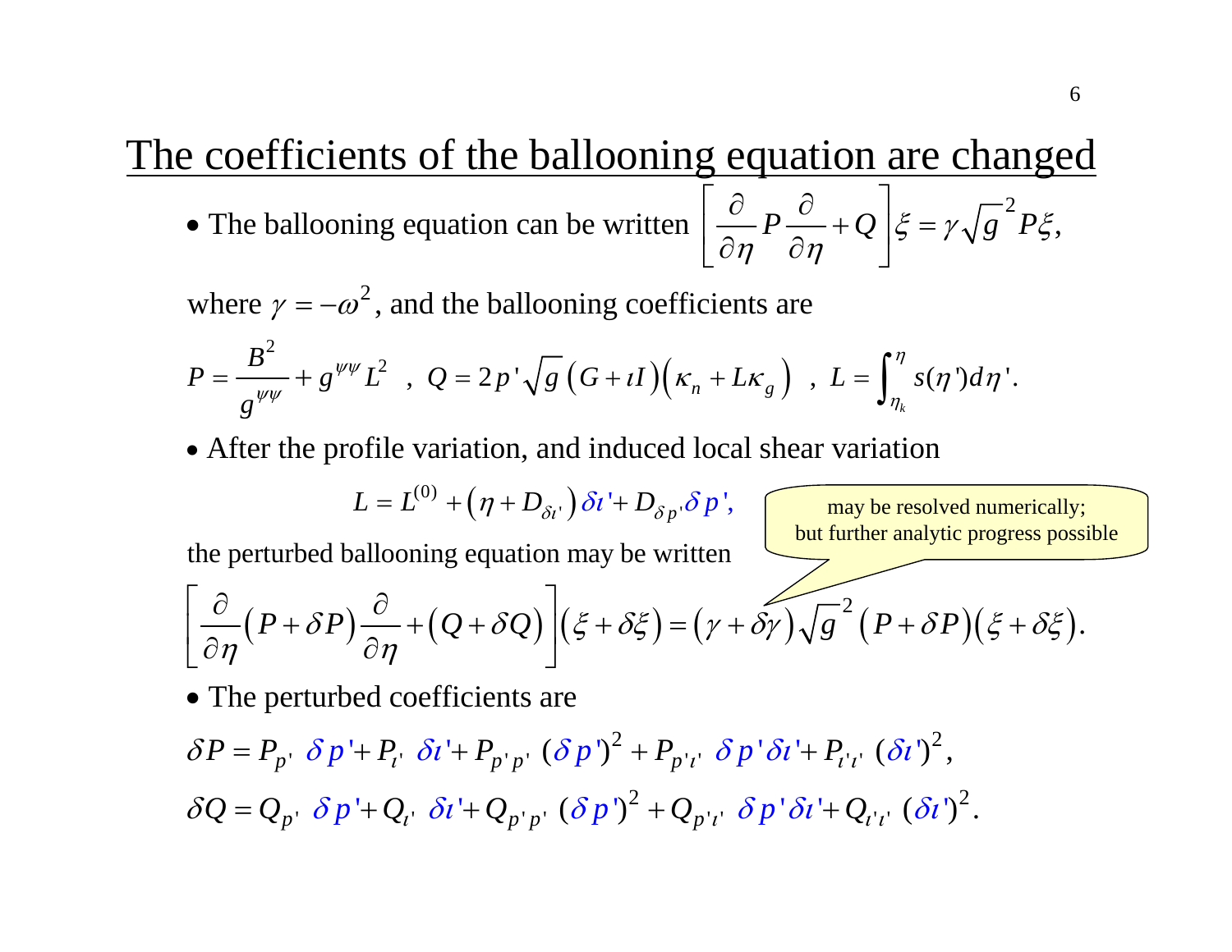## The coefficients of the ballooning equation are changed

- The ballooning equation can be written $\left[ \frac{\partial}{\partial \eta} P \frac{\partial}{\partial \eta} + Q \right] \xi = \gamma \sqrt{g}^2 P \xi,$

where $\gamma = -\omega^2$, and the ballooning coefficients are

$$P = \frac{B^2}{g^{\psi\psi}} + g^{\psi\psi} L^2 \ \ , \ Q = 2p' \sqrt{g} \left( G + \iota I \right) \left( \kappa_n + L \kappa_g \right) \ \ , \ L = \int_{\eta_k}^{\eta} s(\eta') d\eta' .$$

- After the profile variation, and induced local shear variation

$$L = L^{(0)} + \left( \eta + D_{\delta\iota'} \right) \delta\iota' + D_{\delta p'} \delta p',$$

may be resolved numerically; but further analytic progress possible

the perturbed ballooning equation may be written

$$\left[ \frac{\partial}{\partial \eta} \left( P + \delta P \right) \frac{\partial}{\partial \eta} + \left( Q + \delta Q \right) \right] \left( \xi + \delta\xi \right) = \left( \gamma + \delta\gamma \right) \sqrt{g}^2 \left( P + \delta P \right) \left( \xi + \delta\xi \right).$$

- The perturbed coefficients are

$$\delta P = P_{p'} \ \delta p' + P_{\iota'} \ \delta\iota' + P_{p'p'} \ (\delta p')^2 + P_{p'\iota'} \ \delta p' \delta\iota' + P_{\iota'\iota'} \ (\delta\iota')^2 ,$$

$$\delta Q = Q_{p'} \ \delta p' + Q_{\iota'} \ \delta\iota' + Q_{p'p'} \ (\delta p')^2 + Q_{p'\iota'} \ \delta p' \delta\iota' + Q_{\iota'\iota'} \ (\delta\iota')^2 .$$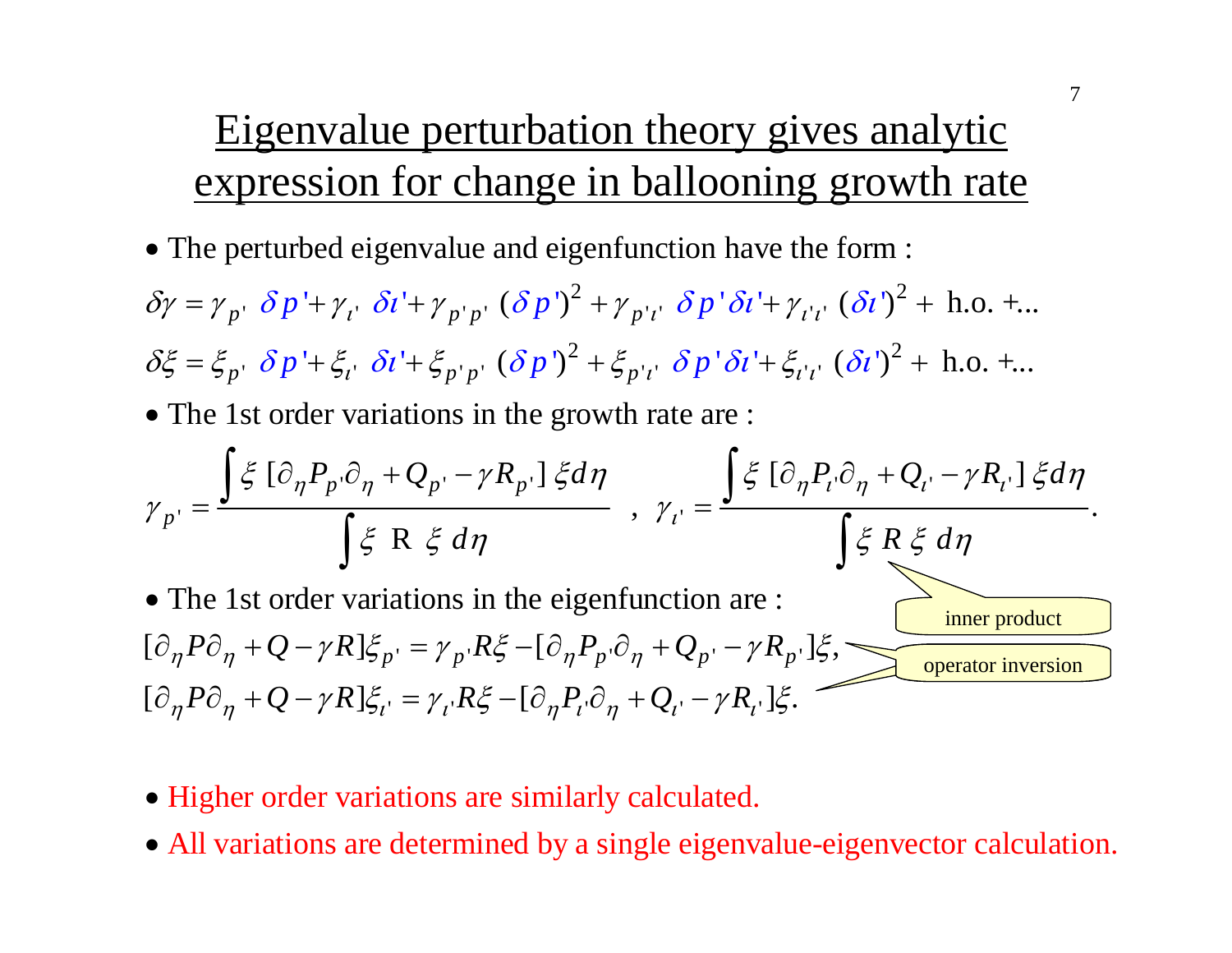# Eigenvalue perturbation theory gives analytic expression for change in ballooning growth rate

- The perturbed eigenvalue and eigenfunction have the form :

$$\delta\gamma = \gamma_{p'}\ \delta p' + \gamma_{\iota'}\ \delta\iota' + \gamma_{p'p'}\ (\delta p')^2 + \gamma_{p'\iota'}\ \delta p'\delta\iota' + \gamma_{\iota'\iota'}\ (\delta\iota')^2 + \text{ h.o. } + \ldots$$

$$\delta\xi = \xi_{p'}\ \delta p' + \xi_{\iota'}\ \delta\iota' + \xi_{p'p'}\ (\delta p')^2 + \xi_{p'\iota'}\ \delta p'\delta\iota' + \xi_{\iota'\iota'}\ (\delta\iota')^2 + \text{ h.o. } + \ldots$$

- The 1st order variations in the growth rate are :

$$\gamma_{p'} = \frac{\int \xi\ [\partial_\eta P_{p'}\partial_\eta + Q_{p'} - \gamma R_{p'}]\ \xi d\eta}{\int \xi\ \mathrm{R}\ \xi\ d\eta}\quad ,\ \gamma_{\iota'} = \frac{\int \xi\ [\partial_\eta P_{\iota'}\partial_\eta + Q_{\iota'} - \gamma R_{\iota'}]\ \xi d\eta}{\int \xi\ R\ \xi\ d\eta}.$$

inner product

- The 1st order variations in the eigenfunction are :

$$[\partial_\eta P \partial_\eta + Q - \gamma R]\xi_{p'} = \gamma_{p'} R\xi - [\partial_\eta P_{p'}\partial_\eta + Q_{p'} - \gamma R_{p'}]\xi,$$

$$[\partial_\eta P \partial_\eta + Q - \gamma R]\xi_{\iota'} = \gamma_{\iota'} R\xi - [\partial_\eta P_{\iota'}\partial_\eta + Q_{\iota'} - \gamma R_{\iota'}]\xi.$$

operator inversion

- Higher order variations are similarly calculated.
- All variations are determined by a single eigenvalue-eigenvector calculation.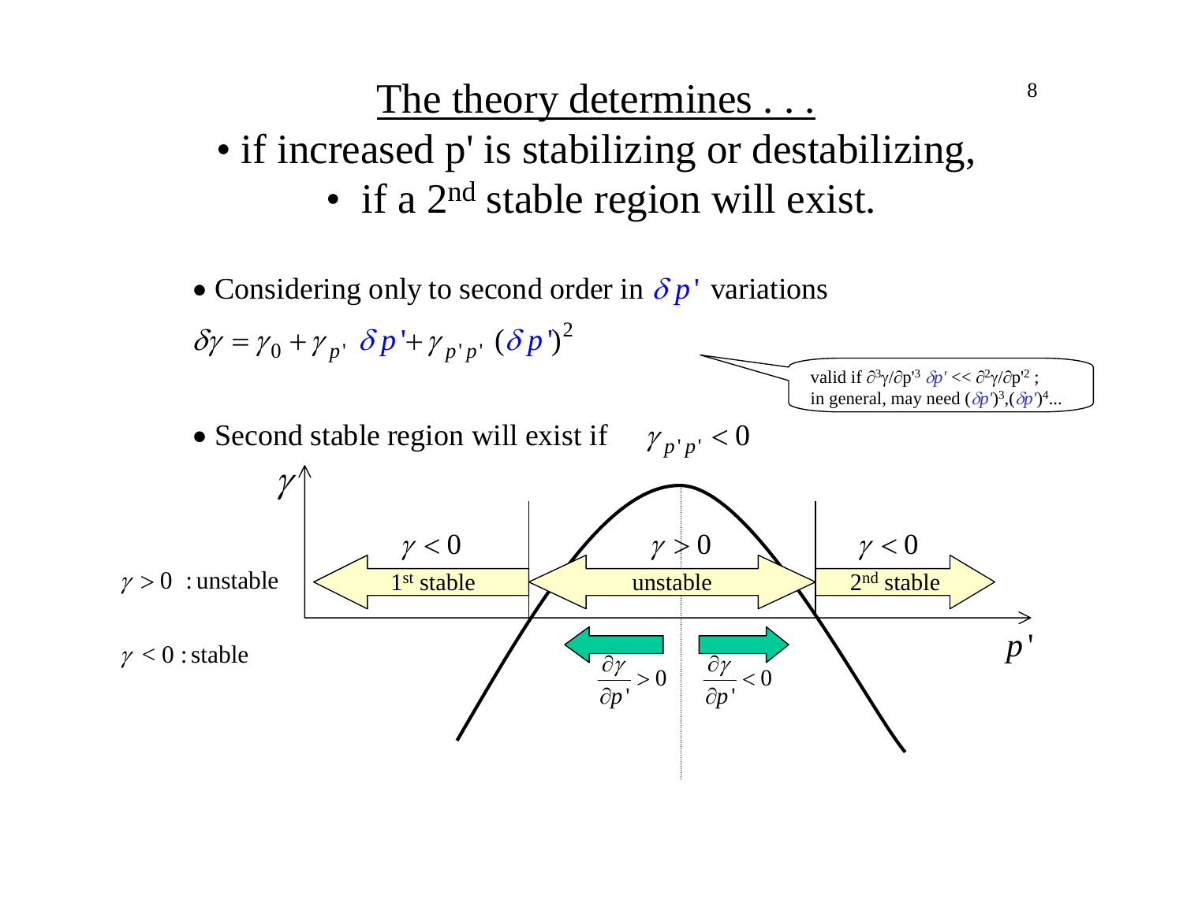# The theory determines . . .

- if increased p' is stabilizing or destabilizing,
  - if a 2nd stable region will exist.

- Considering only to second order in $\delta p'$ variations

$$\delta\gamma = \gamma_0 + \gamma_{p'}\ \delta p' + \gamma_{p'p'}\ (\delta p')^2$$

valid if $\partial^3\gamma/\partial p'^3\ \delta p' << \partial^2\gamma/\partial p'^2$ ; in general, may need $(\delta p')^3, (\delta p')^4$...

- Second stable region will exist if $\gamma_{p'p'} < 0$

$\gamma$

$\gamma > 0$ : unstable

$\gamma < 0$ : stable

$\gamma < 0$ — 1st stable

$\gamma > 0$ — unstable

$\gamma < 0$ — 2nd stable

$\dfrac{\partial\gamma}{\partial p'} > 0$

$\dfrac{\partial\gamma}{\partial p'} < 0$

$p'$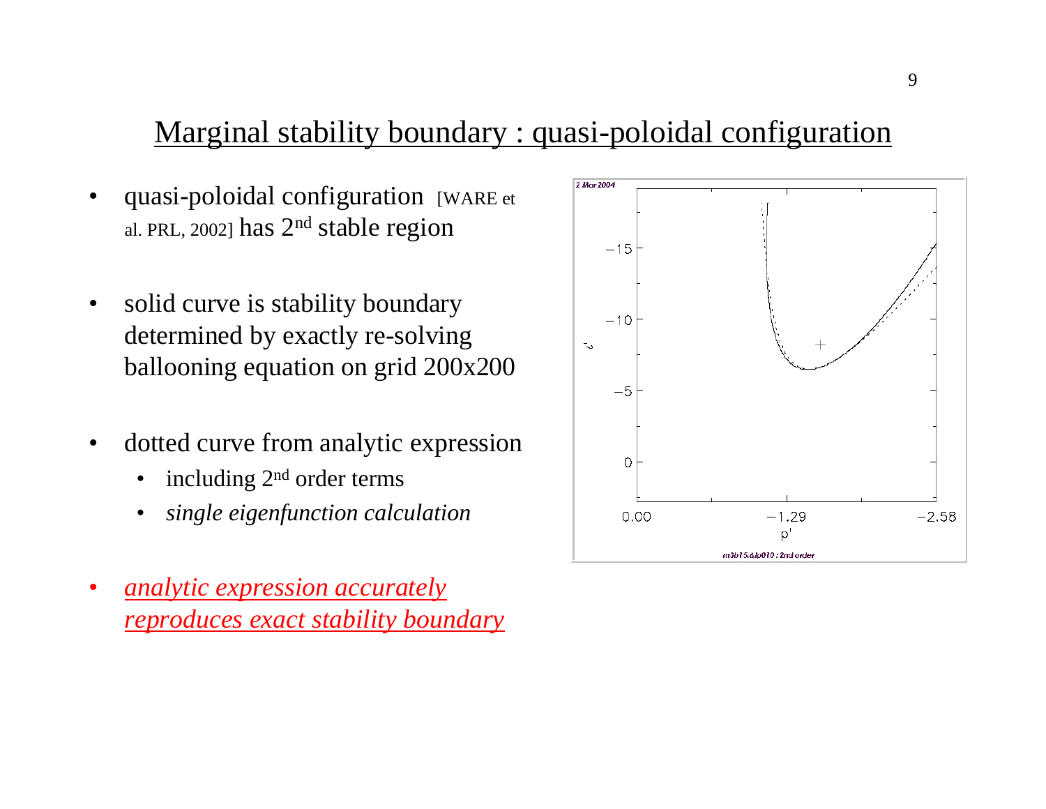## Marginal stability boundary : quasi-poloidal configuration

- quasi-poloidal configuration [WARE et al. PRL, 2002] has 2nd stable region

- solid curve is stability boundary determined by exactly re-solving ballooning equation on grid 200x200

- dotted curve from analytic expression
  - including 2nd order terms
  - *single eigenfunction calculation*

- *analytic expression accurately reproduces exact stability boundary*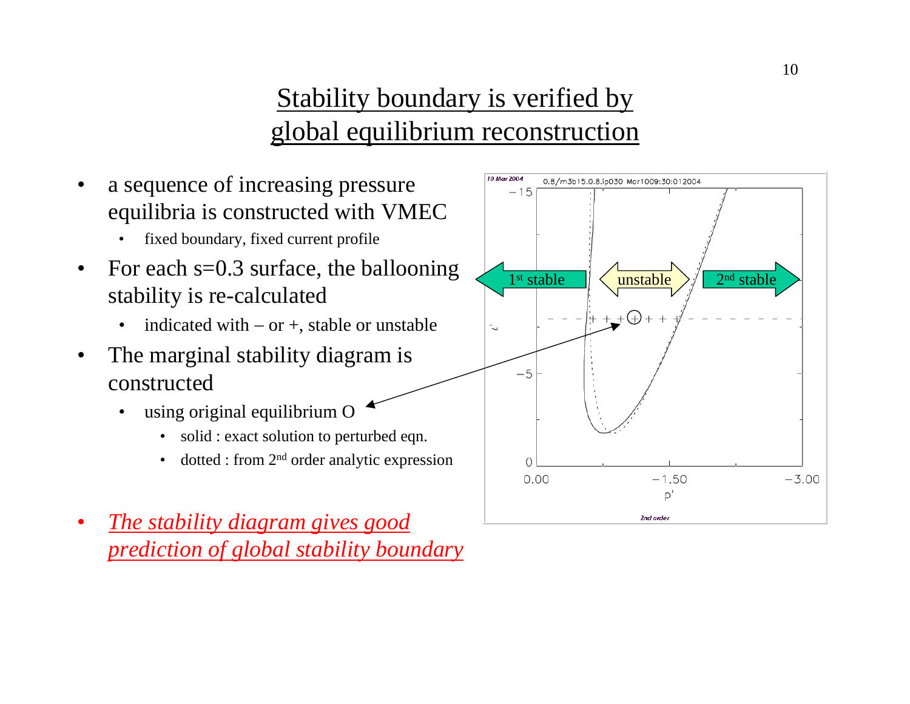# Stability boundary is verified by global equilibrium reconstruction

- a sequence of increasing pressure equilibria is constructed with VMEC
  - fixed boundary, fixed current profile
- For each s=0.3 surface, the ballooning stability is re-calculated
  - indicated with – or +, stable or unstable
- The marginal stability diagram is constructed
  - using original equilibrium O
    - solid : exact solution to perturbed eqn.
    - dotted : from 2nd order analytic expression

- *The stability diagram gives good prediction of global stability boundary*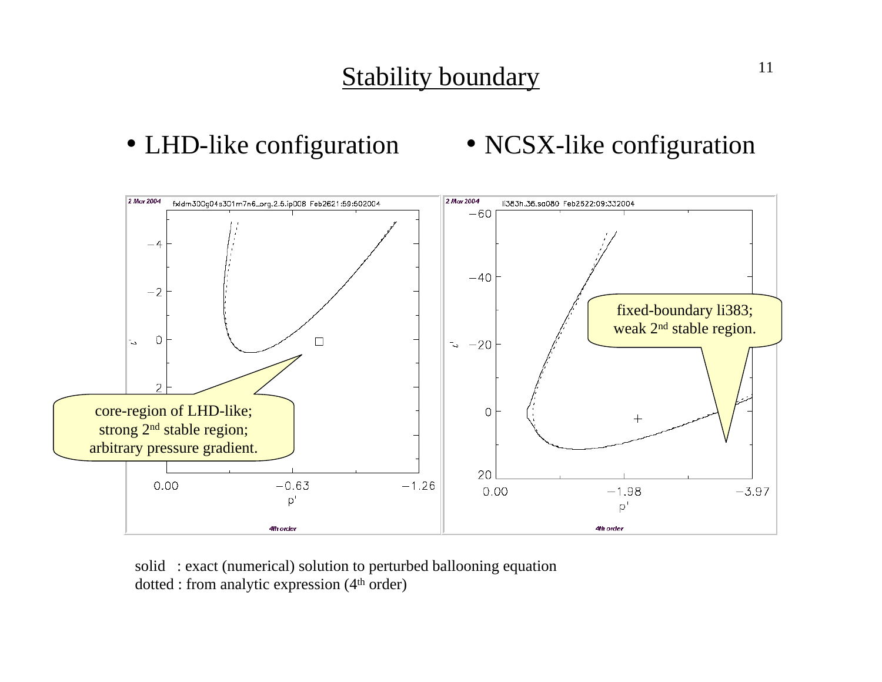# Stability boundary

- LHD-like configuration
- NCSX-like configuration

core-region of LHD-like; strong 2nd stable region; arbitrary pressure gradient.

fixed-boundary li383; weak 2nd stable region.

solid : exact (numerical) solution to perturbed ballooning equation
dotted : from analytic expression (4th order)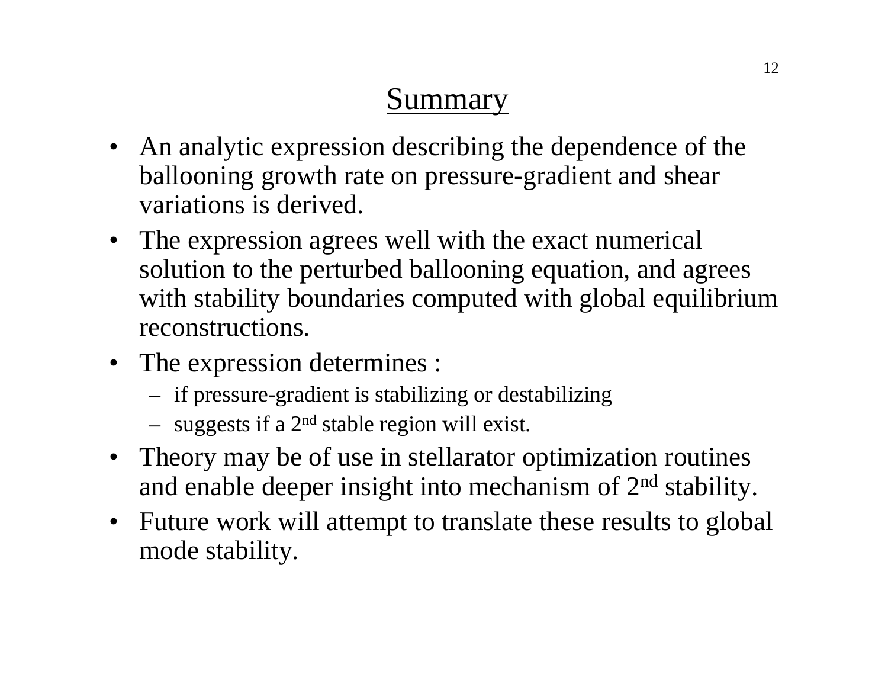# Summary

- An analytic expression describing the dependence of the ballooning growth rate on pressure-gradient and shear variations is derived.
- The expression agrees well with the exact numerical solution to the perturbed ballooning equation, and agrees with stability boundaries computed with global equilibrium reconstructions.
- The expression determines :
  - if pressure-gradient is stabilizing or destabilizing
  - suggests if a 2nd stable region will exist.
- Theory may be of use in stellarator optimization routines and enable deeper insight into mechanism of 2nd stability.
- Future work will attempt to translate these results to global mode stability.